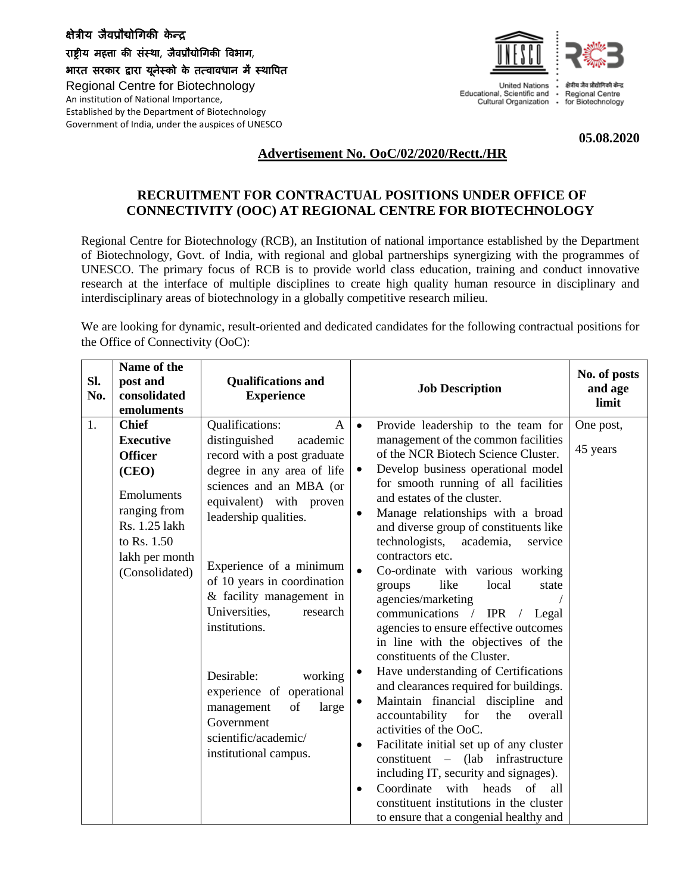क्षेत्रीय जैवप्रौद्योगिकी केन्द्र
राष्ट्रीय महत्ता की संस्था, जैवप्रौद्योगिकी विभाग,
भारत सरकार द्वारा यूनेस्को के तत्वावधान में स्थापित
Regional Centre for Biotechnology
An institution of National Importance,
Established by the Department of Biotechnology
Government of India, under the auspices of UNESCO

United Nations Educational, Scientific and Cultural Organization · क्षेत्रीय जैव प्रौद्योगिकी केन्द्र Regional Centre for Biotechnology

**05.08.2020**

**Advertisement No. OoC/02/2020/Rectt./HR**

## RECRUITMENT FOR CONTRACTUAL POSITIONS UNDER OFFICE OF CONNECTIVITY (OOC) AT REGIONAL CENTRE FOR BIOTECHNOLOGY

Regional Centre for Biotechnology (RCB), an Institution of national importance established by the Department of Biotechnology, Govt. of India, with regional and global partnerships synergizing with the programmes of UNESCO. The primary focus of RCB is to provide world class education, training and conduct innovative research at the interface of multiple disciplines to create high quality human resource in disciplinary and interdisciplinary areas of biotechnology in a globally competitive research milieu.

We are looking for dynamic, result-oriented and dedicated candidates for the following contractual positions for the Office of Connectivity (OoC):

| Sl. No. | Name of the post and consolidated emoluments | Qualifications and Experience | Job Description | No. of posts and age limit |
|---|---|---|---|---|
| 1. | **Chief Executive Officer (CEO)**<br><br>Emoluments ranging from Rs. 1.25 lakh to Rs. 1.50 lakh per month (Consolidated) | Qualifications: A distinguished academic record with a post graduate degree in any area of life sciences and an MBA (or equivalent) with proven leadership qualities.<br><br>Experience of a minimum of 10 years in coordination & facility management in Universities, research institutions.<br><br>Desirable: working experience of operational management of large Government scientific/academic/ institutional campus. | • Provide leadership to the team for management of the common facilities of the NCR Biotech Science Cluster.<br>• Develop business operational model for smooth running of all facilities and estates of the cluster.<br>• Manage relationships with a broad and diverse group of constituents like technologists, academia, service contractors etc.<br>• Co-ordinate with various working groups like local state agencies/marketing / communications / IPR / Legal agencies to ensure effective outcomes in line with the objectives of the constituents of the Cluster.<br>• Have understanding of Certifications and clearances required for buildings.<br>• Maintain financial discipline and accountability for the overall activities of the OoC.<br>• Facilitate initial set up of any cluster constituent – (lab infrastructure including IT, security and signages).<br>• Coordinate with heads of all constituent institutions in the cluster to ensure that a congenial healthy and | One post,<br><br>45 years |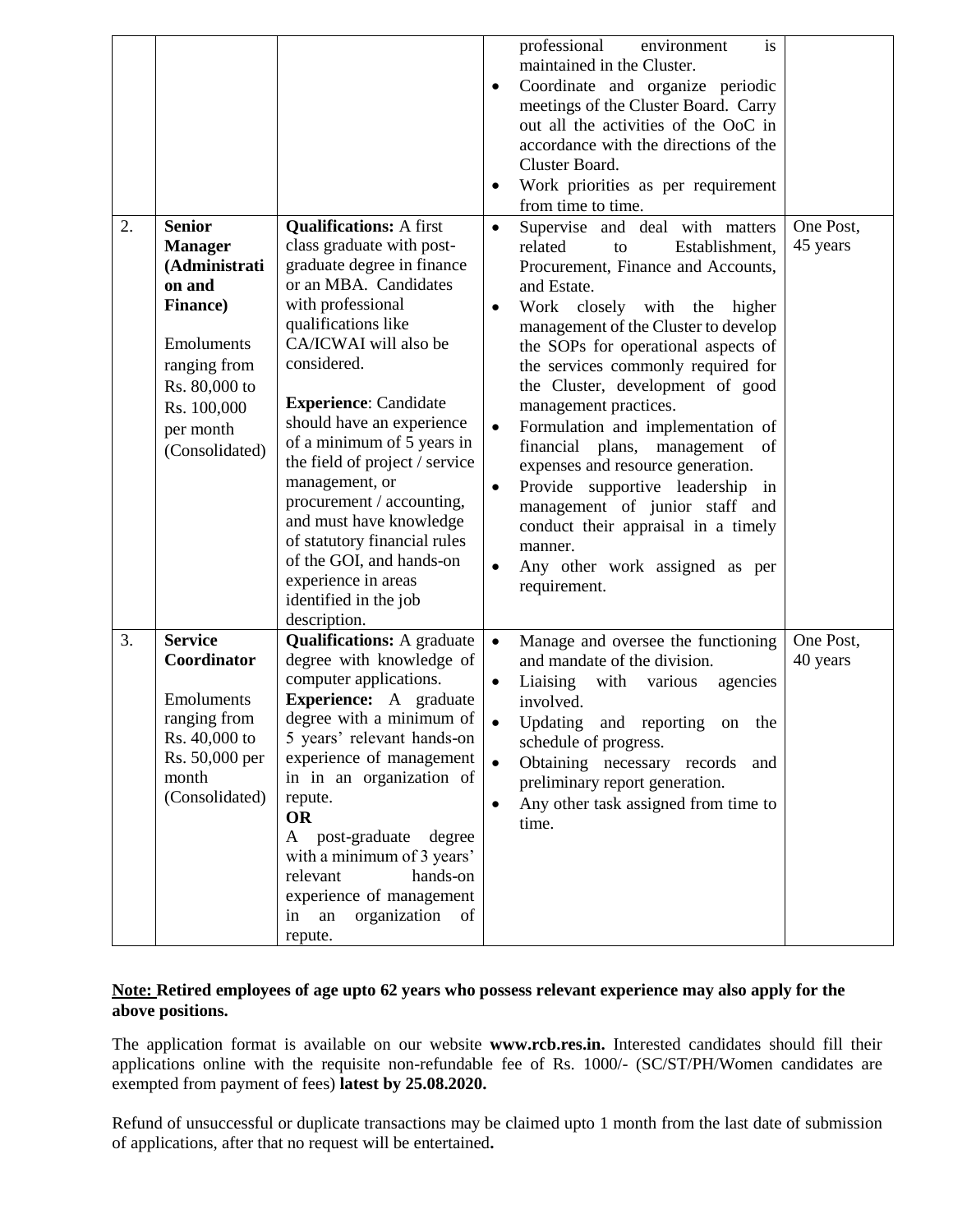| | | | | |
|---|---|---|---|---|
| | | | professional environment is maintained in the Cluster.<br>• Coordinate and organize periodic meetings of the Cluster Board. Carry out all the activities of the OoC in accordance with the directions of the Cluster Board.<br>• Work priorities as per requirement from time to time. | |
| 2. | **Senior Manager (Administration and Finance)**<br><br>Emoluments ranging from Rs. 80,000 to Rs. 100,000 per month (Consolidated) | **Qualifications:** A first class graduate with post-graduate degree in finance or an MBA. Candidates with professional qualifications like CA/ICWAI will also be considered.<br><br>**Experience**: Candidate should have an experience of a minimum of 5 years in the field of project / service management, or procurement / accounting, and must have knowledge of statutory financial rules of the GOI, and hands-on experience in areas identified in the job description. | • Supervise and deal with matters related to Establishment, Procurement, Finance and Accounts, and Estate.<br>• Work closely with the higher management of the Cluster to develop the SOPs for operational aspects of the services commonly required for the Cluster, development of good management practices.<br>• Formulation and implementation of financial plans, management of expenses and resource generation.<br>• Provide supportive leadership in management of junior staff and conduct their appraisal in a timely manner.<br>• Any other work assigned as per requirement. | One Post, 45 years |
| 3. | **Service Coordinator**<br><br>Emoluments ranging from Rs. 40,000 to Rs. 50,000 per month (Consolidated) | **Qualifications:** A graduate degree with knowledge of computer applications.<br>**Experience:** A graduate degree with a minimum of 5 years' relevant hands-on experience of management in in an organization of repute.<br>**OR**<br>A post-graduate degree with a minimum of 3 years' relevant hands-on experience of management in an organization of repute. | • Manage and oversee the functioning and mandate of the division.<br>• Liaising with various agencies involved.<br>• Updating and reporting on the schedule of progress.<br>• Obtaining necessary records and preliminary report generation.<br>• Any other task assigned from time to time. | One Post, 40 years |

**Note: Retired employees of age upto 62 years who possess relevant experience may also apply for the above positions.**

The application format is available on our website **www.rcb.res.in.** Interested candidates should fill their applications online with the requisite non-refundable fee of Rs. 1000/- (SC/ST/PH/Women candidates are exempted from payment of fees) **latest by 25.08.2020.**

Refund of unsuccessful or duplicate transactions may be claimed upto 1 month from the last date of submission of applications, after that no request will be entertained**.**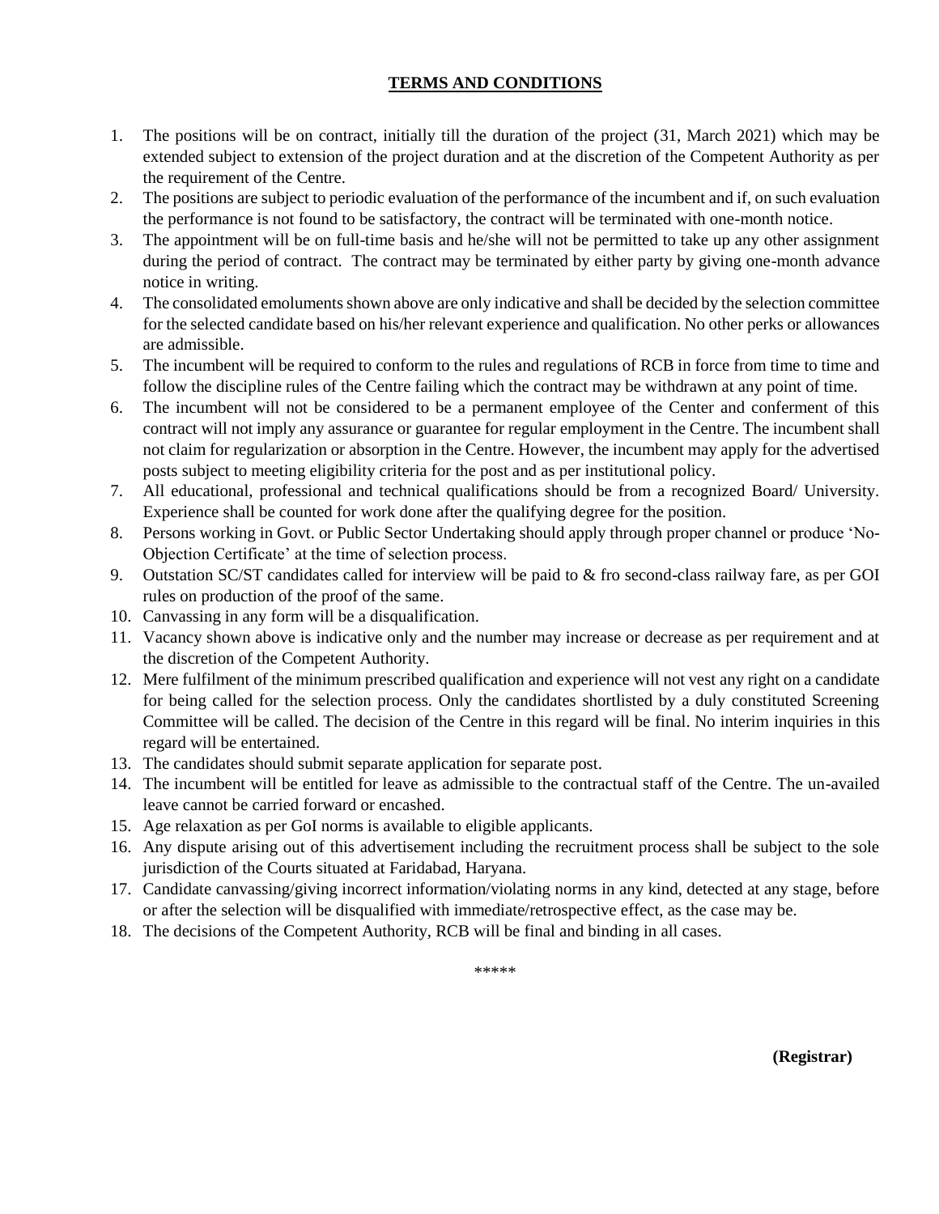**TERMS AND CONDITIONS**

1. The positions will be on contract, initially till the duration of the project (31, March 2021) which may be extended subject to extension of the project duration and at the discretion of the Competent Authority as per the requirement of the Centre.
2. The positions are subject to periodic evaluation of the performance of the incumbent and if, on such evaluation the performance is not found to be satisfactory, the contract will be terminated with one-month notice.
3. The appointment will be on full-time basis and he/she will not be permitted to take up any other assignment during the period of contract. The contract may be terminated by either party by giving one-month advance notice in writing.
4. The consolidated emoluments shown above are only indicative and shall be decided by the selection committee for the selected candidate based on his/her relevant experience and qualification. No other perks or allowances are admissible.
5. The incumbent will be required to conform to the rules and regulations of RCB in force from time to time and follow the discipline rules of the Centre failing which the contract may be withdrawn at any point of time.
6. The incumbent will not be considered to be a permanent employee of the Center and conferment of this contract will not imply any assurance or guarantee for regular employment in the Centre. The incumbent shall not claim for regularization or absorption in the Centre. However, the incumbent may apply for the advertised posts subject to meeting eligibility criteria for the post and as per institutional policy.
7. All educational, professional and technical qualifications should be from a recognized Board/ University. Experience shall be counted for work done after the qualifying degree for the position.
8. Persons working in Govt. or Public Sector Undertaking should apply through proper channel or produce 'No-Objection Certificate' at the time of selection process.
9. Outstation SC/ST candidates called for interview will be paid to & fro second-class railway fare, as per GOI rules on production of the proof of the same.
10. Canvassing in any form will be a disqualification.
11. Vacancy shown above is indicative only and the number may increase or decrease as per requirement and at the discretion of the Competent Authority.
12. Mere fulfilment of the minimum prescribed qualification and experience will not vest any right on a candidate for being called for the selection process. Only the candidates shortlisted by a duly constituted Screening Committee will be called. The decision of the Centre in this regard will be final. No interim inquiries in this regard will be entertained.
13. The candidates should submit separate application for separate post.
14. The incumbent will be entitled for leave as admissible to the contractual staff of the Centre. The un-availed leave cannot be carried forward or encashed.
15. Age relaxation as per GoI norms is available to eligible applicants.
16. Any dispute arising out of this advertisement including the recruitment process shall be subject to the sole jurisdiction of the Courts situated at Faridabad, Haryana.
17. Candidate canvassing/giving incorrect information/violating norms in any kind, detected at any stage, before or after the selection will be disqualified with immediate/retrospective effect, as the case may be.
18. The decisions of the Competent Authority, RCB will be final and binding in all cases.

*****

**(Registrar)**